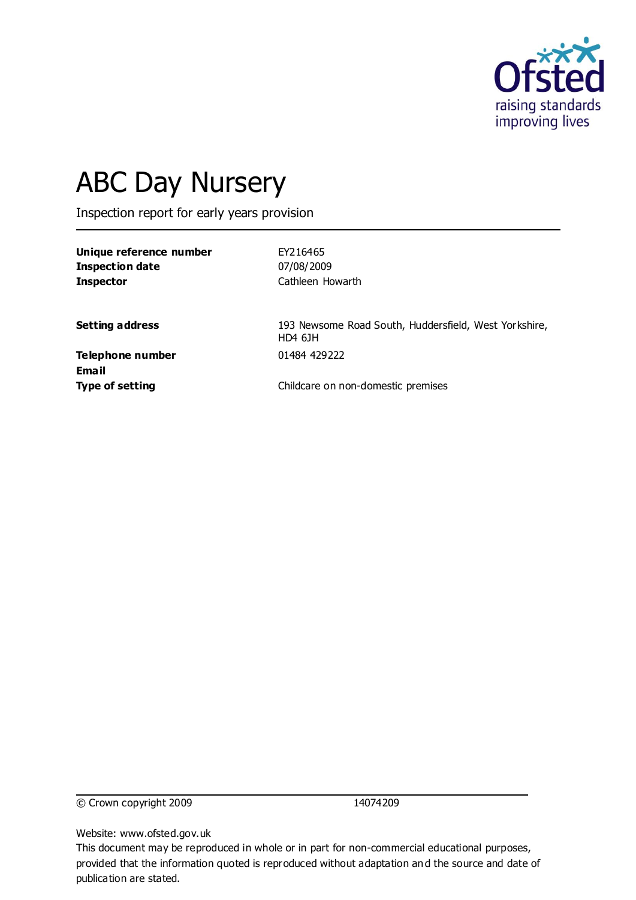Ofsted
raising standards
improving lives

# ABC Day Nursery

Inspection report for early years provision

| | |
|---|---|
| **Unique reference number** | EY216465 |
| **Inspection date** | 07/08/2009 |
| **Inspector** | Cathleen Howarth |

| | |
|---|---|
| **Setting address** | 193 Newsome Road South, Huddersfield, West Yorkshire, HD4 6JH |
| **Telephone number** | 01484 429222 |
| **Email** | |
| **Type of setting** | Childcare on non-domestic premises |

© Crown copyright 2009 14074209

Website: www.ofsted.gov.uk

This document may be reproduced in whole or in part for non-commercial educational purposes, provided that the information quoted is reproduced without adaptation and the source and date of publication are stated.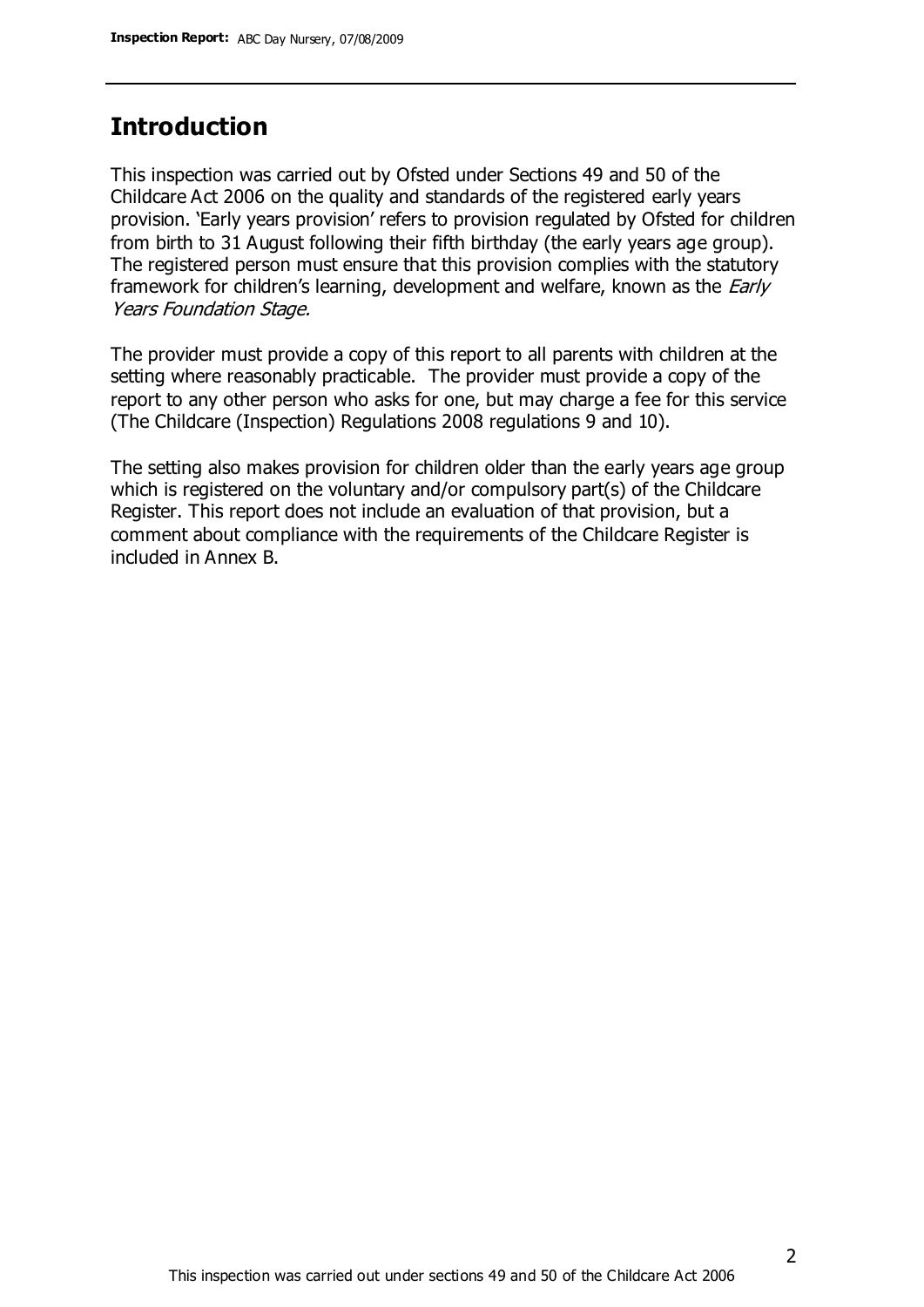## Introduction

This inspection was carried out by Ofsted under Sections 49 and 50 of the Childcare Act 2006 on the quality and standards of the registered early years provision. 'Early years provision' refers to provision regulated by Ofsted for children from birth to 31 August following their fifth birthday (the early years age group). The registered person must ensure that this provision complies with the statutory framework for children's learning, development and welfare, known as the *Early Years Foundation Stage.*

The provider must provide a copy of this report to all parents with children at the setting where reasonably practicable. The provider must provide a copy of the report to any other person who asks for one, but may charge a fee for this service (The Childcare (Inspection) Regulations 2008 regulations 9 and 10).

The setting also makes provision for children older than the early years age group which is registered on the voluntary and/or compulsory part(s) of the Childcare Register. This report does not include an evaluation of that provision, but a comment about compliance with the requirements of the Childcare Register is included in Annex B.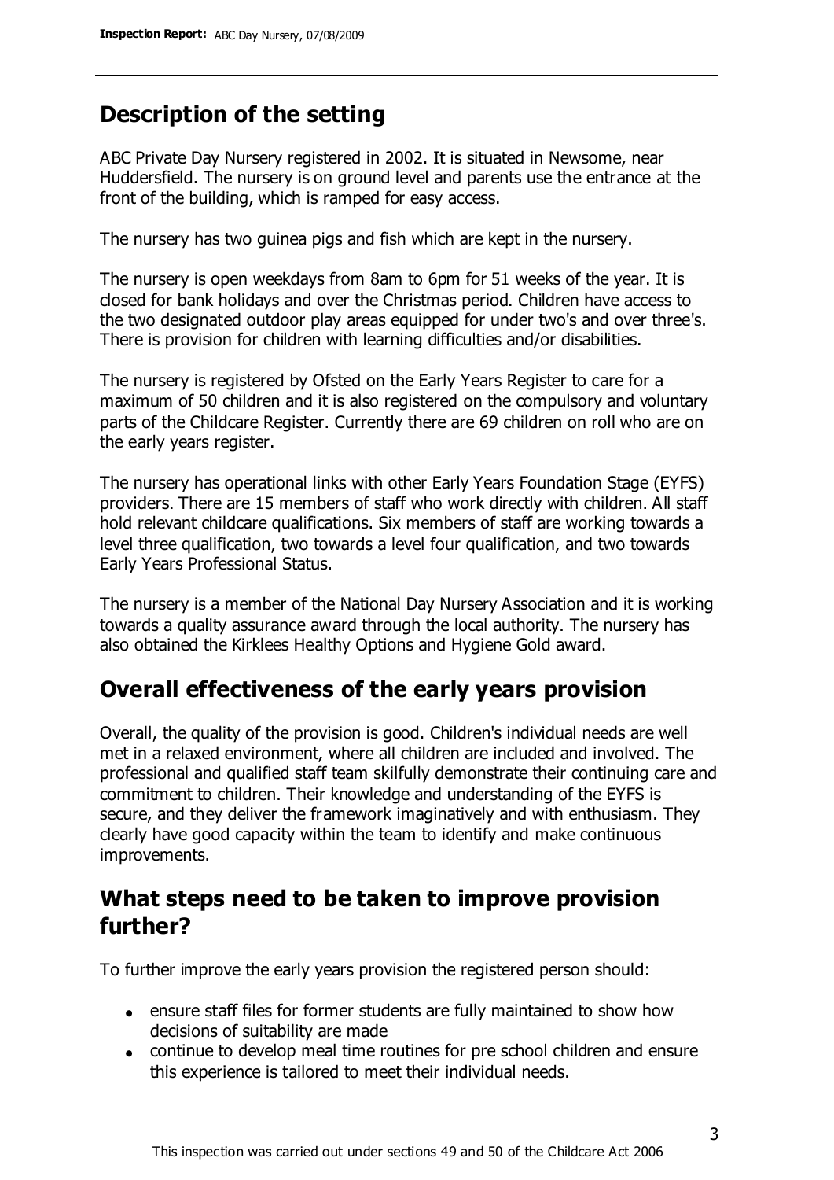## Description of the setting

ABC Private Day Nursery registered in 2002. It is situated in Newsome, near Huddersfield. The nursery is on ground level and parents use the entrance at the front of the building, which is ramped for easy access.

The nursery has two guinea pigs and fish which are kept in the nursery.

The nursery is open weekdays from 8am to 6pm for 51 weeks of the year. It is closed for bank holidays and over the Christmas period. Children have access to the two designated outdoor play areas equipped for under two's and over three's. There is provision for children with learning difficulties and/or disabilities.

The nursery is registered by Ofsted on the Early Years Register to care for a maximum of 50 children and it is also registered on the compulsory and voluntary parts of the Childcare Register. Currently there are 69 children on roll who are on the early years register.

The nursery has operational links with other Early Years Foundation Stage (EYFS) providers. There are 15 members of staff who work directly with children. All staff hold relevant childcare qualifications. Six members of staff are working towards a level three qualification, two towards a level four qualification, and two towards Early Years Professional Status.

The nursery is a member of the National Day Nursery Association and it is working towards a quality assurance award through the local authority. The nursery has also obtained the Kirklees Healthy Options and Hygiene Gold award.

## Overall effectiveness of the early years provision

Overall, the quality of the provision is good. Children's individual needs are well met in a relaxed environment, where all children are included and involved. The professional and qualified staff team skilfully demonstrate their continuing care and commitment to children. Their knowledge and understanding of the EYFS is secure, and they deliver the framework imaginatively and with enthusiasm. They clearly have good capacity within the team to identify and make continuous improvements.

## What steps need to be taken to improve provision further?

To further improve the early years provision the registered person should:

- ensure staff files for former students are fully maintained to show how decisions of suitability are made
- continue to develop meal time routines for pre school children and ensure this experience is tailored to meet their individual needs.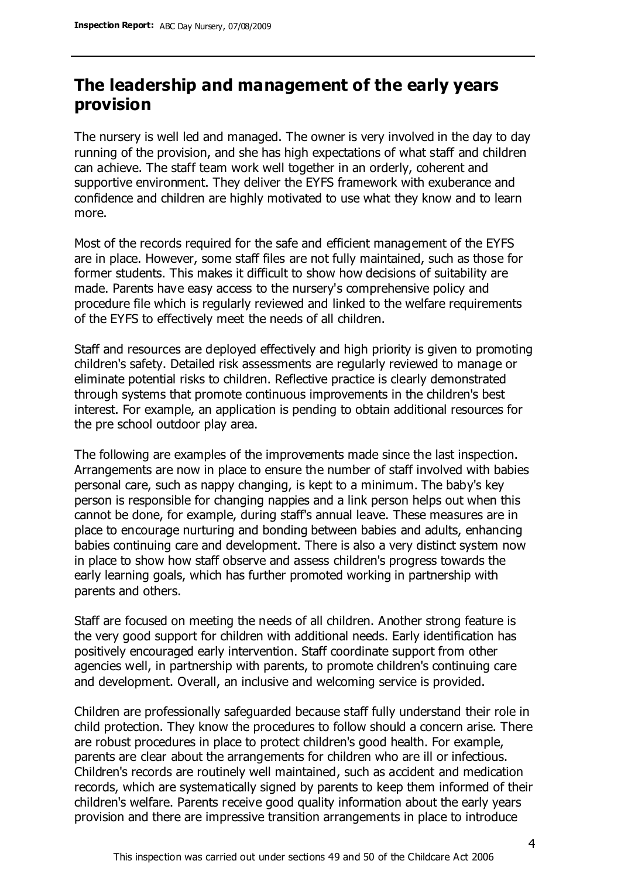## The leadership and management of the early years provision

The nursery is well led and managed. The owner is very involved in the day to day running of the provision, and she has high expectations of what staff and children can achieve. The staff team work well together in an orderly, coherent and supportive environment. They deliver the EYFS framework with exuberance and confidence and children are highly motivated to use what they know and to learn more.

Most of the records required for the safe and efficient management of the EYFS are in place. However, some staff files are not fully maintained, such as those for former students. This makes it difficult to show how decisions of suitability are made. Parents have easy access to the nursery's comprehensive policy and procedure file which is regularly reviewed and linked to the welfare requirements of the EYFS to effectively meet the needs of all children.

Staff and resources are deployed effectively and high priority is given to promoting children's safety. Detailed risk assessments are regularly reviewed to manage or eliminate potential risks to children. Reflective practice is clearly demonstrated through systems that promote continuous improvements in the children's best interest. For example, an application is pending to obtain additional resources for the pre school outdoor play area.

The following are examples of the improvements made since the last inspection. Arrangements are now in place to ensure the number of staff involved with babies personal care, such as nappy changing, is kept to a minimum. The baby's key person is responsible for changing nappies and a link person helps out when this cannot be done, for example, during staff's annual leave. These measures are in place to encourage nurturing and bonding between babies and adults, enhancing babies continuing care and development. There is also a very distinct system now in place to show how staff observe and assess children's progress towards the early learning goals, which has further promoted working in partnership with parents and others.

Staff are focused on meeting the needs of all children. Another strong feature is the very good support for children with additional needs. Early identification has positively encouraged early intervention. Staff coordinate support from other agencies well, in partnership with parents, to promote children's continuing care and development. Overall, an inclusive and welcoming service is provided.

Children are professionally safeguarded because staff fully understand their role in child protection. They know the procedures to follow should a concern arise. There are robust procedures in place to protect children's good health. For example, parents are clear about the arrangements for children who are ill or infectious. Children's records are routinely well maintained, such as accident and medication records, which are systematically signed by parents to keep them informed of their children's welfare. Parents receive good quality information about the early years provision and there are impressive transition arrangements in place to introduce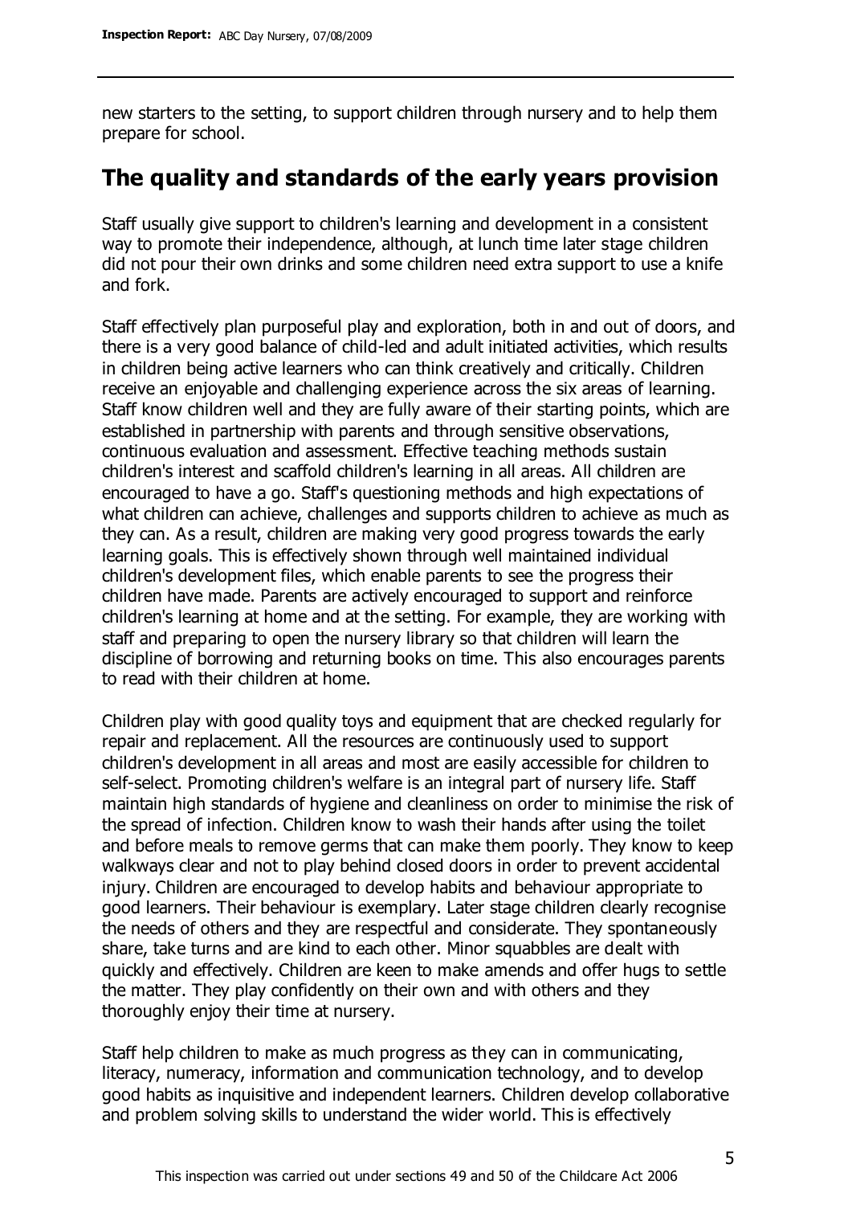new starters to the setting, to support children through nursery and to help them prepare for school.

## The quality and standards of the early years provision

Staff usually give support to children's learning and development in a consistent way to promote their independence, although, at lunch time later stage children did not pour their own drinks and some children need extra support to use a knife and fork.

Staff effectively plan purposeful play and exploration, both in and out of doors, and there is a very good balance of child-led and adult initiated activities, which results in children being active learners who can think creatively and critically. Children receive an enjoyable and challenging experience across the six areas of learning. Staff know children well and they are fully aware of their starting points, which are established in partnership with parents and through sensitive observations, continuous evaluation and assessment. Effective teaching methods sustain children's interest and scaffold children's learning in all areas. All children are encouraged to have a go. Staff's questioning methods and high expectations of what children can achieve, challenges and supports children to achieve as much as they can. As a result, children are making very good progress towards the early learning goals. This is effectively shown through well maintained individual children's development files, which enable parents to see the progress their children have made. Parents are actively encouraged to support and reinforce children's learning at home and at the setting. For example, they are working with staff and preparing to open the nursery library so that children will learn the discipline of borrowing and returning books on time. This also encourages parents to read with their children at home.

Children play with good quality toys and equipment that are checked regularly for repair and replacement. All the resources are continuously used to support children's development in all areas and most are easily accessible for children to self-select. Promoting children's welfare is an integral part of nursery life. Staff maintain high standards of hygiene and cleanliness on order to minimise the risk of the spread of infection. Children know to wash their hands after using the toilet and before meals to remove germs that can make them poorly. They know to keep walkways clear and not to play behind closed doors in order to prevent accidental injury. Children are encouraged to develop habits and behaviour appropriate to good learners. Their behaviour is exemplary. Later stage children clearly recognise the needs of others and they are respectful and considerate. They spontaneously share, take turns and are kind to each other. Minor squabbles are dealt with quickly and effectively. Children are keen to make amends and offer hugs to settle the matter. They play confidently on their own and with others and they thoroughly enjoy their time at nursery.

Staff help children to make as much progress as they can in communicating, literacy, numeracy, information and communication technology, and to develop good habits as inquisitive and independent learners. Children develop collaborative and problem solving skills to understand the wider world. This is effectively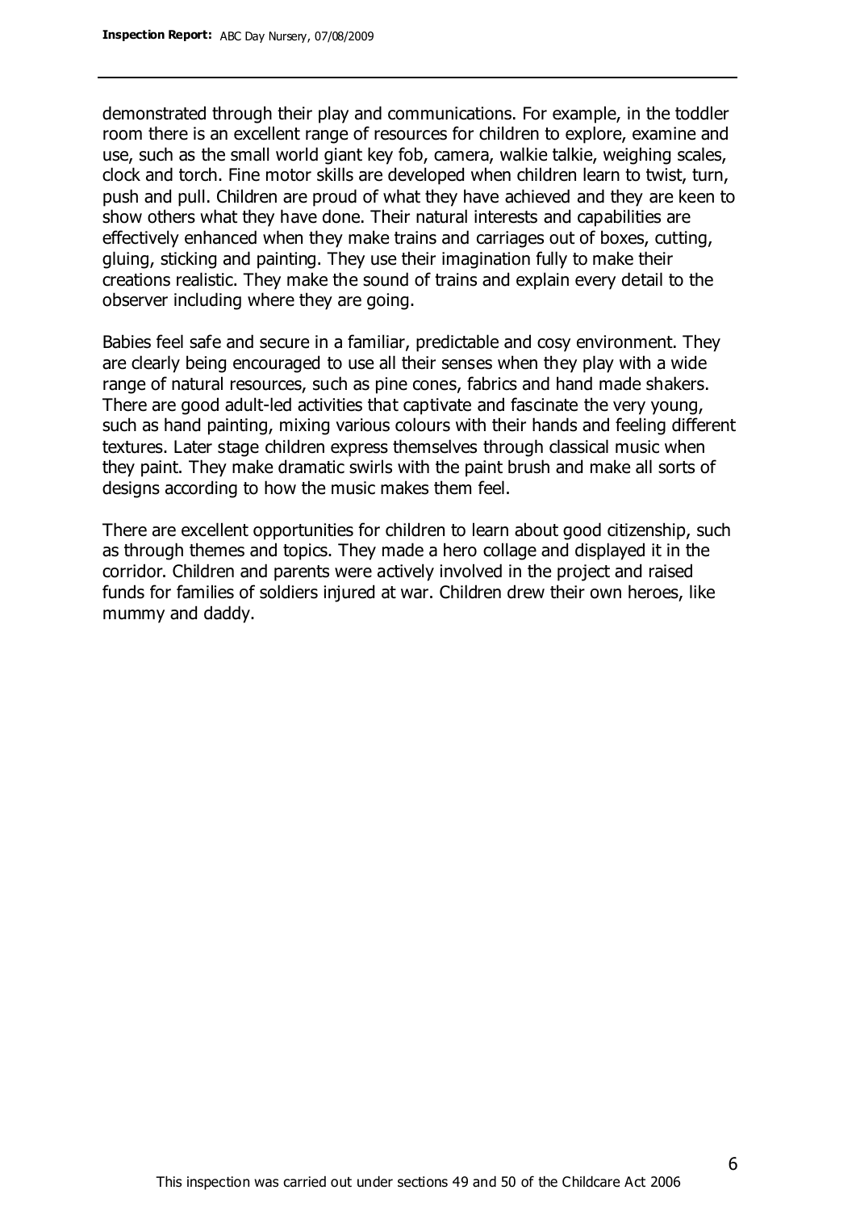demonstrated through their play and communications. For example, in the toddler room there is an excellent range of resources for children to explore, examine and use, such as the small world giant key fob, camera, walkie talkie, weighing scales, clock and torch. Fine motor skills are developed when children learn to twist, turn, push and pull. Children are proud of what they have achieved and they are keen to show others what they have done. Their natural interests and capabilities are effectively enhanced when they make trains and carriages out of boxes, cutting, gluing, sticking and painting. They use their imagination fully to make their creations realistic. They make the sound of trains and explain every detail to the observer including where they are going.

Babies feel safe and secure in a familiar, predictable and cosy environment. They are clearly being encouraged to use all their senses when they play with a wide range of natural resources, such as pine cones, fabrics and hand made shakers. There are good adult-led activities that captivate and fascinate the very young, such as hand painting, mixing various colours with their hands and feeling different textures. Later stage children express themselves through classical music when they paint. They make dramatic swirls with the paint brush and make all sorts of designs according to how the music makes them feel.

There are excellent opportunities for children to learn about good citizenship, such as through themes and topics. They made a hero collage and displayed it in the corridor. Children and parents were actively involved in the project and raised funds for families of soldiers injured at war. Children drew their own heroes, like mummy and daddy.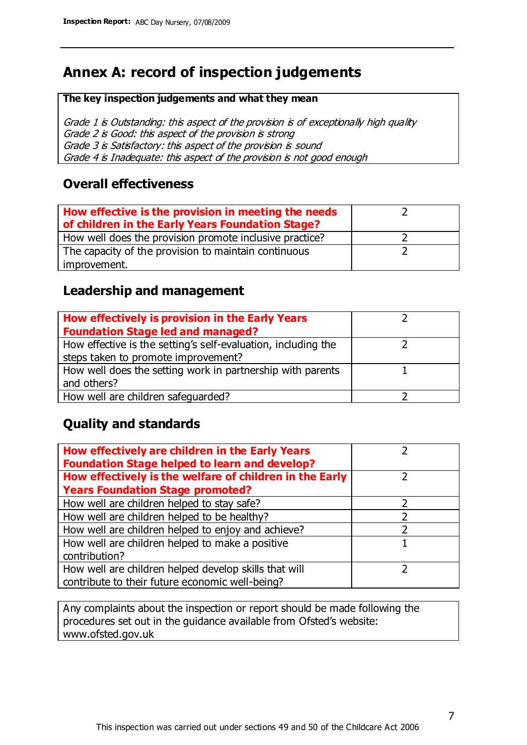## Annex A: record of inspection judgements

| **The key inspection judgements and what they mean** |
|---|
| *Grade 1 is Outstanding: this aspect of the provision is of exceptionally high quality*<br>*Grade 2 is Good: this aspect of the provision is strong*<br>*Grade 3 is Satisfactory: this aspect of the provision is sound*<br>*Grade 4 is Inadequate: this aspect of the provision is not good enough* |

### Overall effectiveness

| | |
|---|---|
| **How effective is the provision in meeting the needs of children in the Early Years Foundation Stage?** | 2 |
| How well does the provision promote inclusive practice? | 2 |
| The capacity of the provision to maintain continuous improvement. | 2 |

### Leadership and management

| | |
|---|---|
| **How effectively is provision in the Early Years Foundation Stage led and managed?** | 2 |
| How effective is the setting's self-evaluation, including the steps taken to promote improvement? | 2 |
| How well does the setting work in partnership with parents and others? | 1 |
| How well are children safeguarded? | 2 |

### Quality and standards

| | |
|---|---|
| **How effectively are children in the Early Years Foundation Stage helped to learn and develop?** | 2 |
| **How effectively is the welfare of children in the Early Years Foundation Stage promoted?** | 2 |
| How well are children helped to stay safe? | 2 |
| How well are children helped to be healthy? | 2 |
| How well are children helped to enjoy and achieve? | 2 |
| How well are children helped to make a positive contribution? | 1 |
| How well are children helped develop skills that will contribute to their future economic well-being? | 2 |

Any complaints about the inspection or report should be made following the procedures set out in the guidance available from Ofsted's website: www.ofsted.gov.uk

This inspection was carried out under sections 49 and 50 of the Childcare Act 2006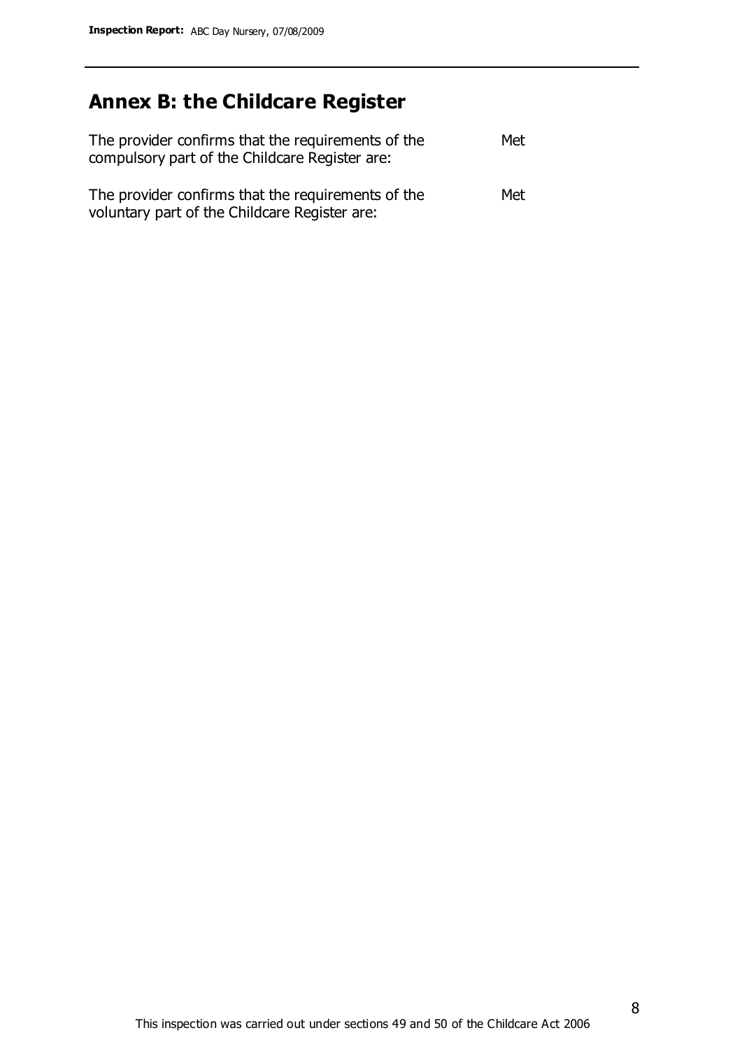## Annex B: the Childcare Register

| | |
|---|---|
| The provider confirms that the requirements of the compulsory part of the Childcare Register are: | Met |
| The provider confirms that the requirements of the voluntary part of the Childcare Register are: | Met |

This inspection was carried out under sections 49 and 50 of the Childcare Act 2006